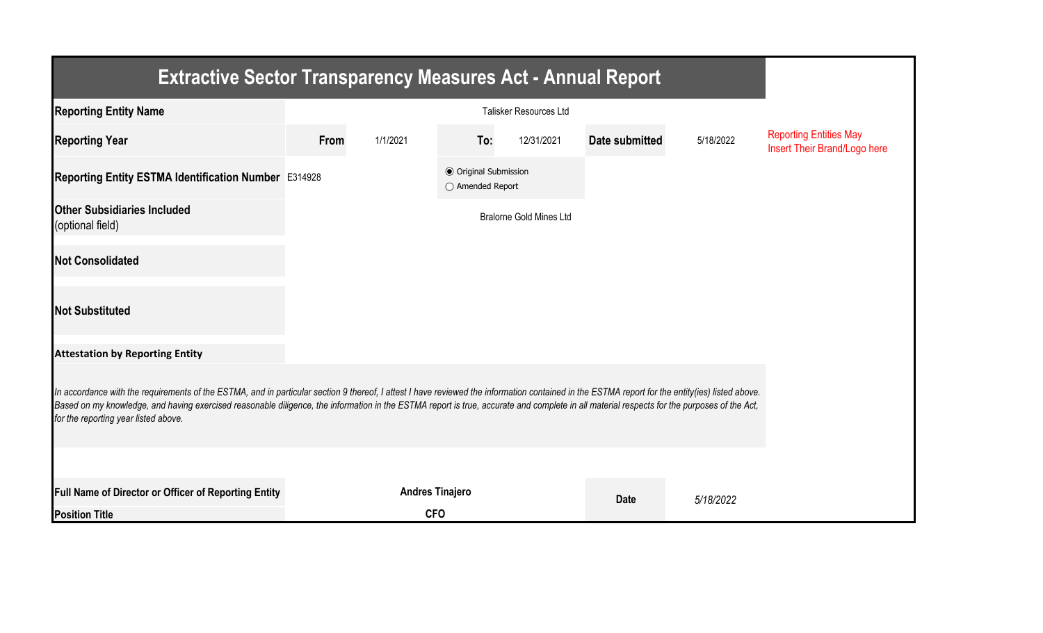# Extractive Sector Transparency Measures Act - Annual Report

| | | | | | | |
|---|---|---|---|---|---|---|
| **Reporting Entity Name** | Talisker Resources Ltd | | | | | |
| **Reporting Year** | **From** | 1/1/2021 | **To:** | 12/31/2021 | **Date submitted** | 5/18/2022 |
| **Reporting Entity ESTMA Identification Number** | E314928 | | ◉ Original Submission ○ Amended Report | | | |
| **Other Subsidiaries Included** (optional field) | Bralorne Gold Mines Ltd | | | | | |
| **Not Consolidated** | | | | | | |
| **Not Substituted** | | | | | | |

Reporting Entities May Insert Their Brand/Logo here

**Attestation by Reporting Entity**

*In accordance with the requirements of the ESTMA, and in particular section 9 thereof, I attest I have reviewed the information contained in the ESTMA report for the entity(ies) listed above. Based on my knowledge, and having exercised reasonable diligence, the information in the ESTMA report is true, accurate and complete in all material respects for the purposes of the Act, for the reporting year listed above.*

| | | | |
|---|---|---|---|
| **Full Name of Director or Officer of Reporting Entity** | **Andres Tinajero** | **Date** | *5/18/2022* |
| **Position Title** | **CFO** | | |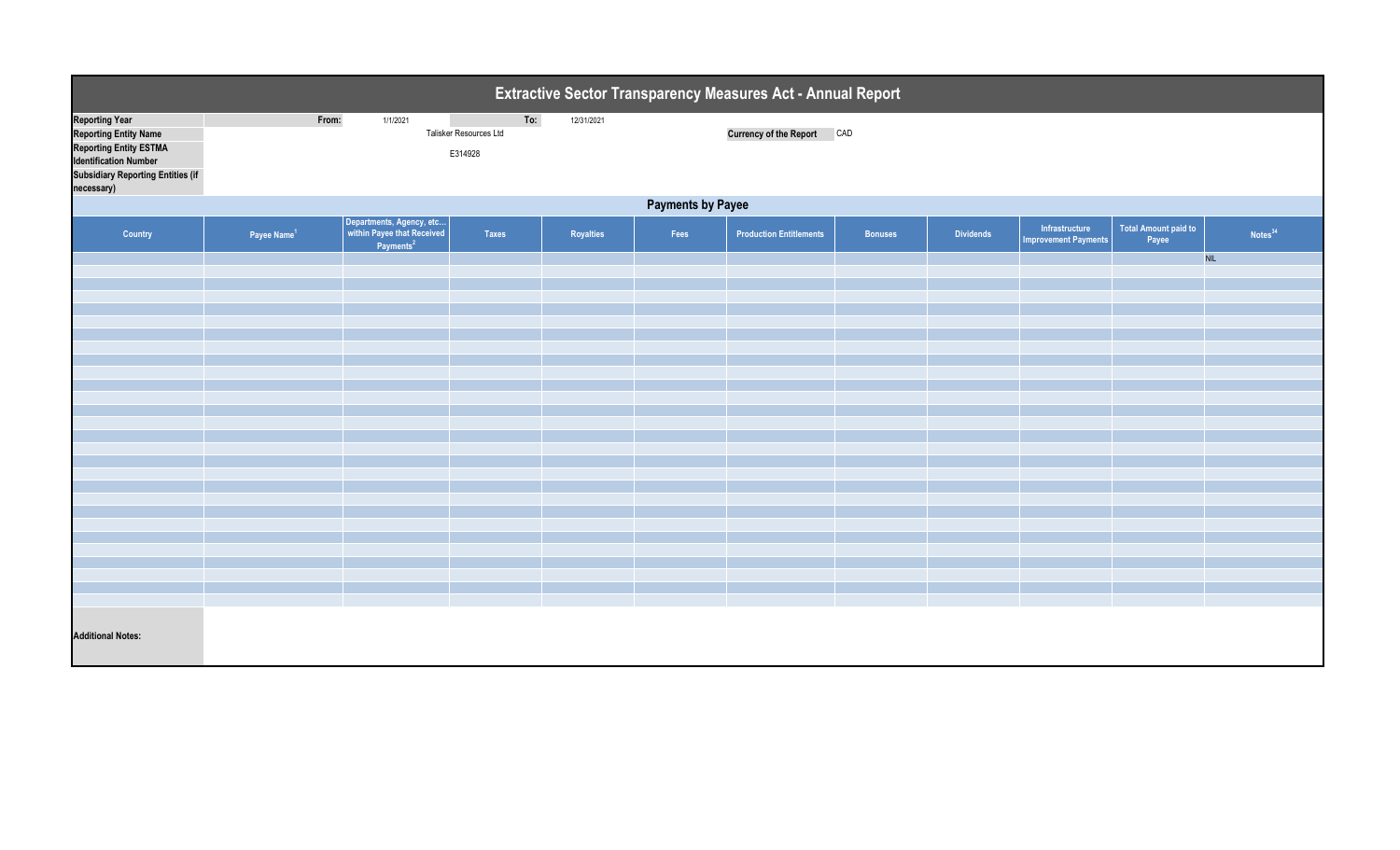# Extractive Sector Transparency Measures Act - Annual Report

| | | | | |
|---|---|---|---|---|
| **Reporting Year** | **From:** 1/1/2021 | **To:** 12/31/2021 | | |
| **Reporting Entity Name** | Talisker Resources Ltd | | **Currency of the Report** | CAD |
| **Reporting Entity ESTMA Identification Number** | E314928 | | | |
| **Subsidiary Reporting Entities (if necessary)** | | | | |

## Payments by Payee

| Country | Payee Name[1] | Departments, Agency, etc... within Payee that Received Payments[2] | Taxes | Royalties | Fees | Production Entitlements | Bonuses | Dividends | Infrastructure Improvement Payments | Total Amount paid to Payee | Notes[34] |
|---|---|---|---|---|---|---|---|---|---|---|---|
| | | | | | | | | | | | NIL |

**Additional Notes:**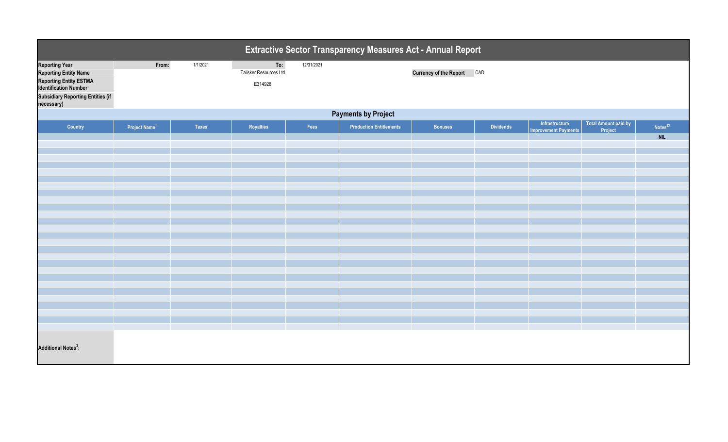# Extractive Sector Transparency Measures Act - Annual Report

| | | | | | |
|---|---|---|---|---|---|
| **Reporting Year** | **From:** | 1/1/2021 | **To:** | 12/31/2021 | |
| **Reporting Entity Name** | | | Talisker Resources Ltd | **Currency of the Report** | CAD |
| **Reporting Entity ESTMA Identification Number** | | | E314928 | | |
| **Subsidiary Reporting Entities (if necessary)** | | | | | |

## Payments by Project

| Country | Project Name[1] | Taxes | Royalties | Fees | Production Entitlements | Bonuses | Dividends | Infrastructure Improvement Payments | Total Amount paid by Project | Notes[23] |
|---|---|---|---|---|---|---|---|---|---|---|
| | | | | | | | | | | NIL |

**Additional Notes[3]:**